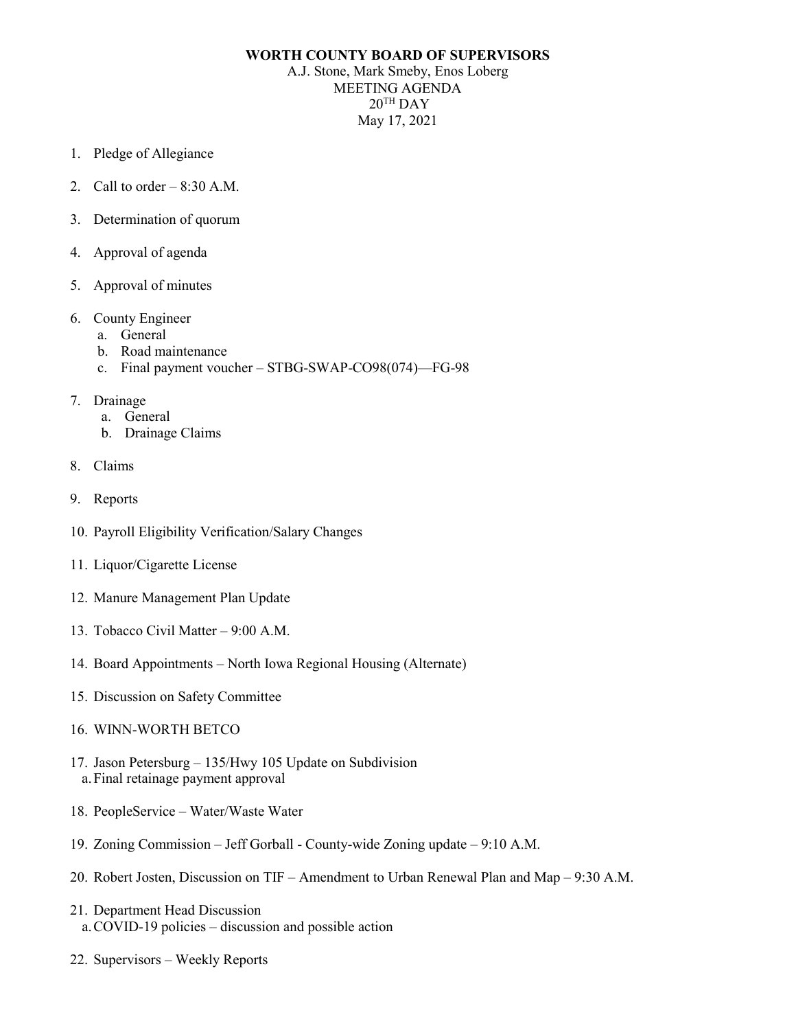**WORTH COUNTY BOARD OF SUPERVISORS**

A.J. Stone, Mark Smeby, Enos Loberg
MEETING AGENDA
$20^{TH}$ DAY
May 17, 2021

1. Pledge of Allegiance
2. Call to order – 8:30 A.M.
3. Determination of quorum
4. Approval of agenda
5. Approval of minutes
6. County Engineer
   a. General
   b. Road maintenance
   c. Final payment voucher – STBG-SWAP-CO98(074)—FG-98
7. Drainage
   a. General
   b. Drainage Claims
8. Claims
9. Reports
10. Payroll Eligibility Verification/Salary Changes
11. Liquor/Cigarette License
12. Manure Management Plan Update
13. Tobacco Civil Matter – 9:00 A.M.
14. Board Appointments – North Iowa Regional Housing (Alternate)
15. Discussion on Safety Committee
16. WINN-WORTH BETCO
17. Jason Petersburg – 135/Hwy 105 Update on Subdivision
    a. Final retainage payment approval
18. PeopleService – Water/Waste Water
19. Zoning Commission – Jeff Gorball - County-wide Zoning update – 9:10 A.M.
20. Robert Josten, Discussion on TIF – Amendment to Urban Renewal Plan and Map – 9:30 A.M.
21. Department Head Discussion
    a. COVID-19 policies – discussion and possible action
22. Supervisors – Weekly Reports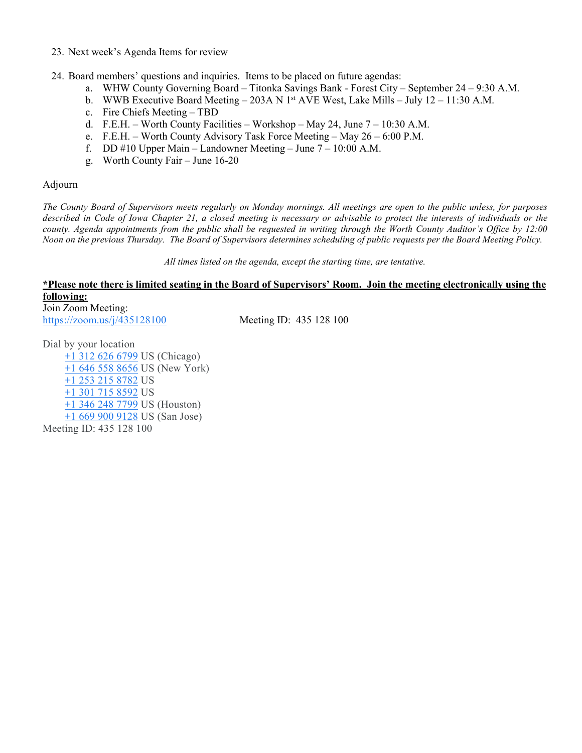23. Next week's Agenda Items for review

24. Board members' questions and inquiries. Items to be placed on future agendas:
    a. WHW County Governing Board – Titonka Savings Bank - Forest City – September 24 – 9:30 A.M.
    b. WWB Executive Board Meeting – 203A N 1st AVE West, Lake Mills – July 12 – 11:30 A.M.
    c. Fire Chiefs Meeting – TBD
    d. F.E.H. – Worth County Facilities – Workshop – May 24, June 7 – 10:30 A.M.
    e. F.E.H. – Worth County Advisory Task Force Meeting – May 26 – 6:00 P.M.
    f. DD #10 Upper Main – Landowner Meeting – June 7 – 10:00 A.M.
    g. Worth County Fair – June 16-20

Adjourn

*The County Board of Supervisors meets regularly on Monday mornings. All meetings are open to the public unless, for purposes described in Code of Iowa Chapter 21, a closed meeting is necessary or advisable to protect the interests of individuals or the county. Agenda appointments from the public shall be requested in writing through the Worth County Auditor's Office by 12:00 Noon on the previous Thursday. The Board of Supervisors determines scheduling of public requests per the Board Meeting Policy.*

*All times listed on the agenda, except the starting time, are tentative.*

**\*Please note there is limited seating in the Board of Supervisors' Room. Join the meeting electronically using the following:**

Join Zoom Meeting:
https://zoom.us/j/435128100 Meeting ID: 435 128 100

Dial by your location
- +1 312 626 6799 US (Chicago)
- +1 646 558 8656 US (New York)
- +1 253 215 8782 US
- +1 301 715 8592 US
- +1 346 248 7799 US (Houston)
- +1 669 900 9128 US (San Jose)

Meeting ID: 435 128 100